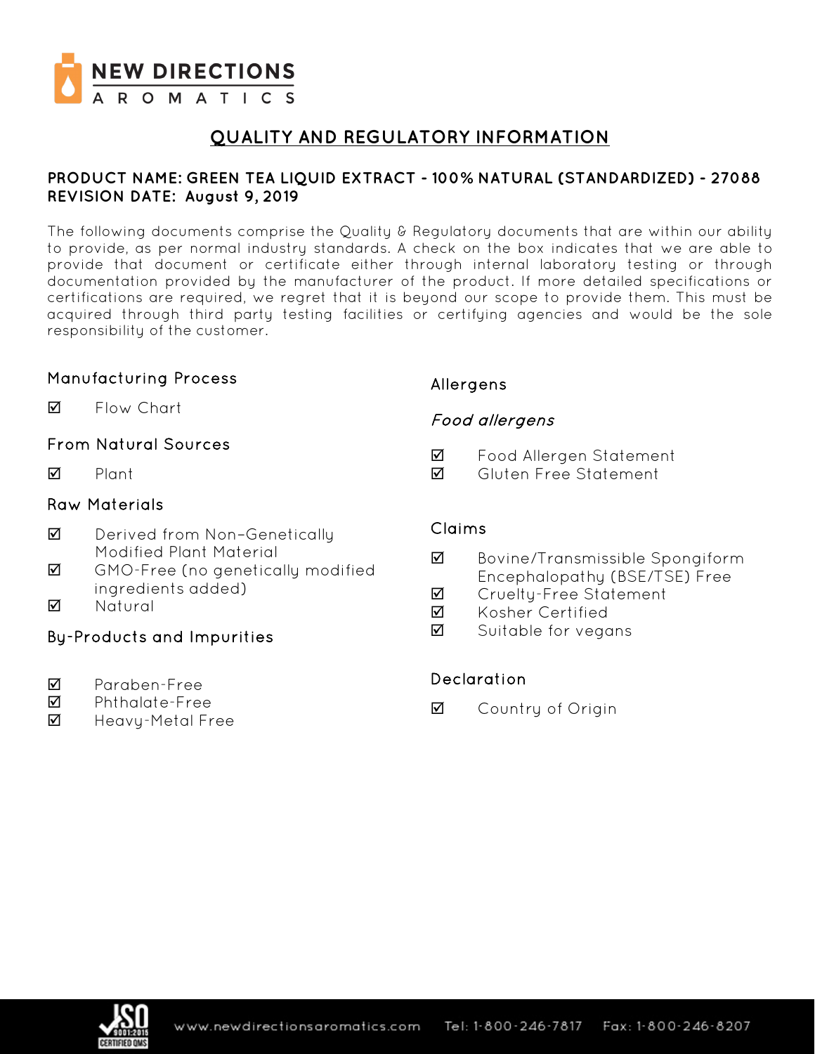# QUALITY AND REGULATORY INFORMATION

**PRODUCT NAME: GREEN TEA LIQUID EXTRACT - 100% NATURAL (STANDARDIZED) - 27088**
**REVISION DATE: August 9, 2019**

The following documents comprise the Quality & Regulatory documents that are within our ability to provide, as per normal industry standards. A check on the box indicates that we are able to provide that document or certificate either through internal laboratory testing or through documentation provided by the manufacturer of the product. If more detailed specifications or certifications are required, we regret that it is beyond our scope to provide them. This must be acquired through third party testing facilities or certifying agencies and would be the sole responsibility of the customer.

## Manufacturing Process

- ☑ Flow Chart

## From Natural Sources

- ☑ Plant

## Raw Materials

- ☑ Derived from Non-Genetically Modified Plant Material
- ☑ GMO-Free (no genetically modified ingredients added)
- ☑ Natural

## By-Products and Impurities

- ☑ Paraben-Free
- ☑ Phthalate-Free
- ☑ Heavy-Metal Free

## Allergens

### *Food allergens*

- ☑ Food Allergen Statement
- ☑ Gluten Free Statement

## Claims

- ☑ Bovine/Transmissible Spongiform Encephalopathy (BSE/TSE) Free
- ☑ Cruelty-Free Statement
- ☑ Kosher Certified
- ☑ Suitable for vegans

## Declaration

- ☑ Country of Origin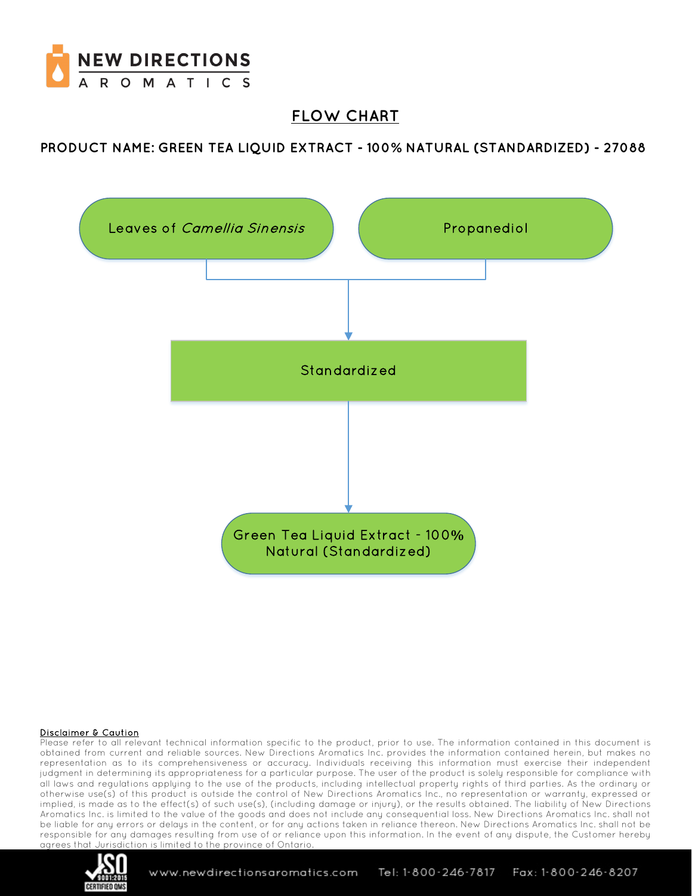# FLOW CHART

**PRODUCT NAME: GREEN TEA LIQUID EXTRACT - 100% NATURAL (STANDARDIZED) - 27088**

Leaves of *Camellia Sinensis*

Propanediol

Standardized

Green Tea Liquid Extract - 100% Natural (Standardized)

**Disclaimer & Caution**

Please refer to all relevant technical information specific to the product, prior to use. The information contained in this document is obtained from current and reliable sources. New Directions Aromatics Inc. provides the information contained herein, but makes no representation as to its comprehensiveness or accuracy. Individuals receiving this information must exercise their independent judgment in determining its appropriateness for a particular purpose. The user of the product is solely responsible for compliance with all laws and regulations applying to the use of the products, including intellectual property rights of third parties. As the ordinary or otherwise use(s) of this product is outside the control of New Directions Aromatics Inc., no representation or warranty, expressed or implied, is made as to the effect(s) of such use(s), (including damage or injury), or the results obtained. The liability of New Directions Aromatics Inc. is limited to the value of the goods and does not include any consequential loss. New Directions Aromatics Inc. shall not be liable for any errors or delays in the content, or for any actions taken in reliance thereon. New Directions Aromatics Inc. shall not be responsible for any damages resulting from use of or reliance upon this information. In the event of any dispute, the Customer hereby agrees that Jurisdiction is limited to the province of Ontario.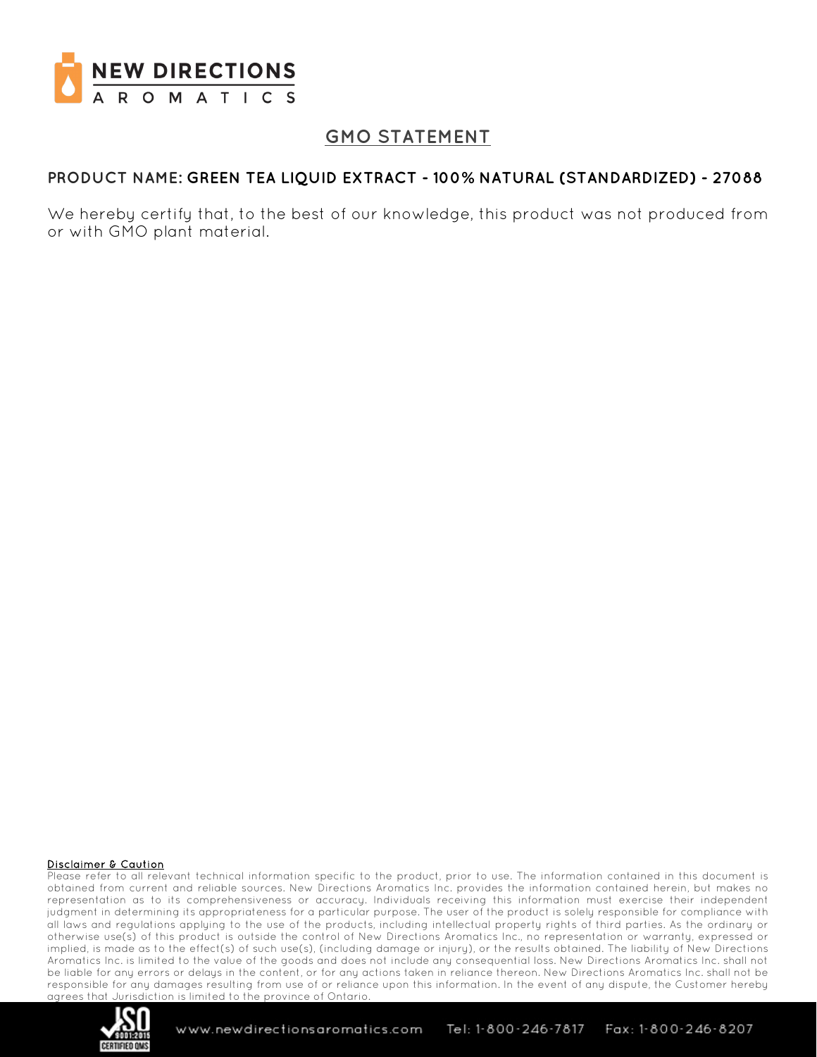# GMO STATEMENT

**PRODUCT NAME: GREEN TEA LIQUID EXTRACT - 100% NATURAL (STANDARDIZED) - 27088**

We hereby certify that, to the best of our knowledge, this product was not produced from or with GMO plant material.

**Disclaimer & Caution**

Please refer to all relevant technical information specific to the product, prior to use. The information contained in this document is obtained from current and reliable sources. New Directions Aromatics Inc. provides the information contained herein, but makes no representation as to its comprehensiveness or accuracy. Individuals receiving this information must exercise their independent judgment in determining its appropriateness for a particular purpose. The user of the product is solely responsible for compliance with all laws and regulations applying to the use of the products, including intellectual property rights of third parties. As the ordinary or otherwise use(s) of this product is outside the control of New Directions Aromatics Inc., no representation or warranty, expressed or implied, is made as to the effect(s) of such use(s), (including damage or injury), or the results obtained. The liability of New Directions Aromatics Inc. is limited to the value of the goods and does not include any consequential loss. New Directions Aromatics Inc. shall not be liable for any errors or delays in the content, or for any actions taken in reliance thereon. New Directions Aromatics Inc. shall not be responsible for any damages resulting from use of or reliance upon this information. In the event of any dispute, the Customer hereby agrees that Jurisdiction is limited to the province of Ontario.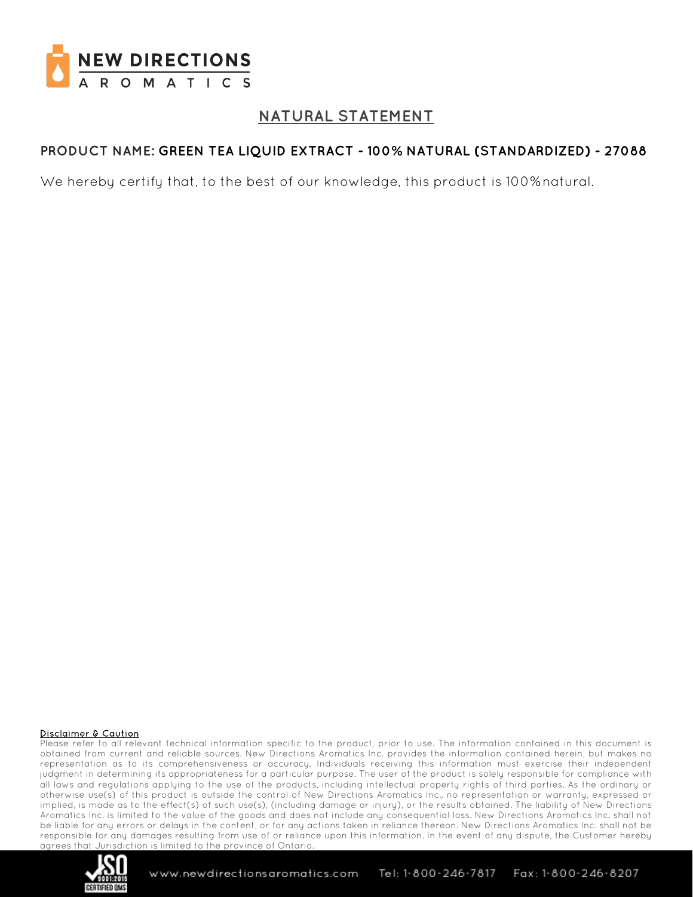# NATURAL STATEMENT

**PRODUCT NAME: GREEN TEA LIQUID EXTRACT - 100% NATURAL (STANDARDIZED) - 27088**

We hereby certify that, to the best of our knowledge, this product is 100% natural.

**Disclaimer & Caution**

Please refer to all relevant technical information specific to the product, prior to use. The information contained in this document is obtained from current and reliable sources. New Directions Aromatics Inc. provides the information contained herein, but makes no representation as to its comprehensiveness or accuracy. Individuals receiving this information must exercise their independent judgment in determining its appropriateness for a particular purpose. The user of the product is solely responsible for compliance with all laws and regulations applying to the use of the products, including intellectual property rights of third parties. As the ordinary or otherwise use(s) of this product is outside the control of New Directions Aromatics Inc., no representation or warranty, expressed or implied, is made as to the effect(s) of such use(s), (including damage or injury), or the results obtained. The liability of New Directions Aromatics Inc. is limited to the value of the goods and does not include any consequential loss. New Directions Aromatics Inc. shall not be liable for any errors or delays in the content, or for any actions taken in reliance thereon. New Directions Aromatics Inc. shall not be responsible for any damages resulting from use of or reliance upon this information. In the event of any dispute, the Customer hereby agrees that Jurisdiction is limited to the province of Ontario.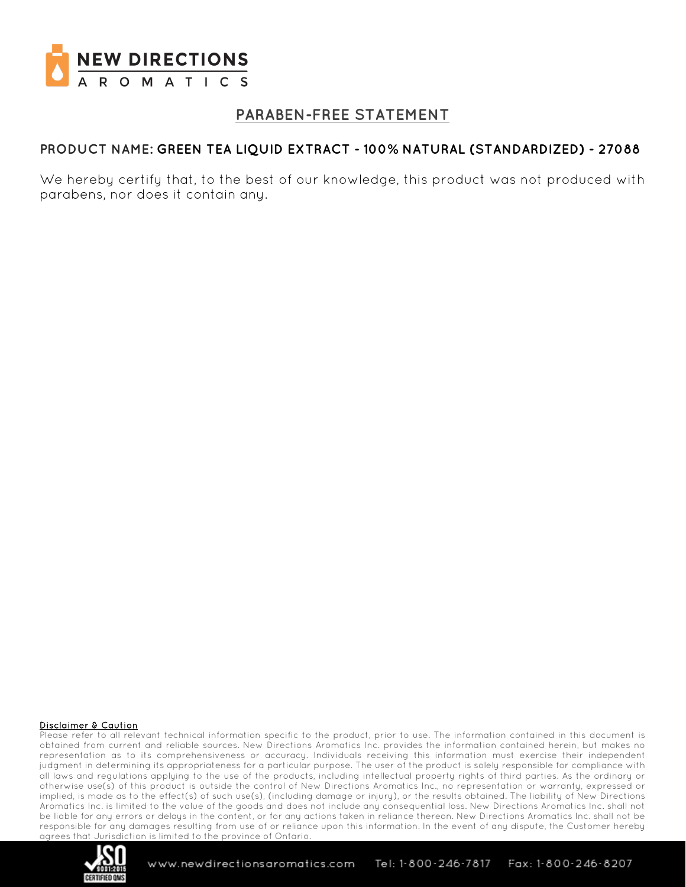# PARABEN-FREE STATEMENT

**PRODUCT NAME: GREEN TEA LIQUID EXTRACT - 100% NATURAL (STANDARDIZED) - 27088**

We hereby certify that, to the best of our knowledge, this product was not produced with parabens, nor does it contain any.

**Disclaimer & Caution**

Please refer to all relevant technical information specific to the product, prior to use. The information contained in this document is obtained from current and reliable sources. New Directions Aromatics Inc. provides the information contained herein, but makes no representation as to its comprehensiveness or accuracy. Individuals receiving this information must exercise their independent judgment in determining its appropriateness for a particular purpose. The user of the product is solely responsible for compliance with all laws and regulations applying to the use of the products, including intellectual property rights of third parties. As the ordinary or otherwise use(s) of this product is outside the control of New Directions Aromatics Inc., no representation or warranty, expressed or implied, is made as to the effect(s) of such use(s), (including damage or injury), or the results obtained. The liability of New Directions Aromatics Inc. is limited to the value of the goods and does not include any consequential loss. New Directions Aromatics Inc. shall not be liable for any errors or delays in the content, or for any actions taken in reliance thereon. New Directions Aromatics Inc. shall not be responsible for any damages resulting from use of or reliance upon this information. In the event of any dispute, the Customer hereby agrees that Jurisdiction is limited to the province of Ontario.

www.newdirectionsaromatics.com Tel: 1-800-246-7817 Fax: 1-800-246-8207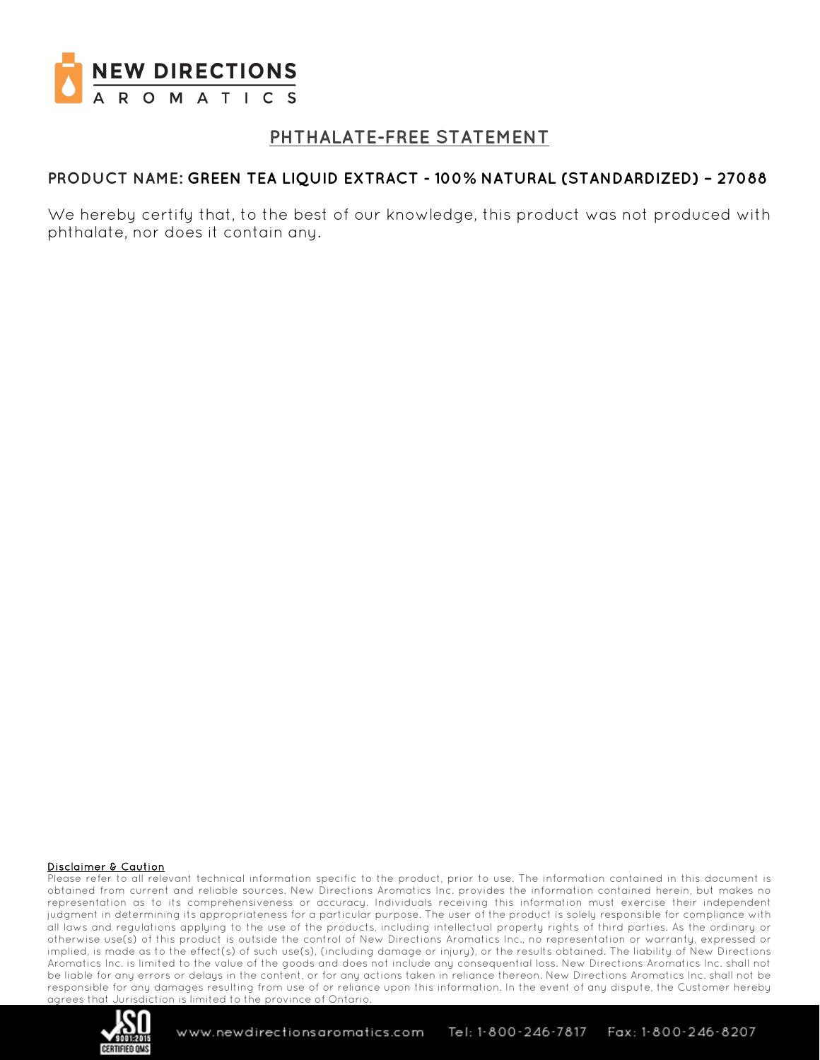# PHTHALATE-FREE STATEMENT

**PRODUCT NAME: GREEN TEA LIQUID EXTRACT - 100% NATURAL (STANDARDIZED) – 27088**

We hereby certify that, to the best of our knowledge, this product was not produced with phthalate, nor does it contain any.

**Disclaimer & Caution**

Please refer to all relevant technical information specific to the product, prior to use. The information contained in this document is obtained from current and reliable sources. New Directions Aromatics Inc. provides the information contained herein, but makes no representation as to its comprehensiveness or accuracy. Individuals receiving this information must exercise their independent judgment in determining its appropriateness for a particular purpose. The user of the product is solely responsible for compliance with all laws and regulations applying to the use of the products, including intellectual property rights of third parties. As the ordinary or otherwise use(s) of this product is outside the control of New Directions Aromatics Inc., no representation or warranty, expressed or implied, is made as to the effect(s) of such use(s), (including damage or injury), or the results obtained. The liability of New Directions Aromatics Inc. is limited to the value of the goods and does not include any consequential loss. New Directions Aromatics Inc. shall not be liable for any errors or delays in the content, or for any actions taken in reliance thereon. New Directions Aromatics Inc. shall not be responsible for any damages resulting from use of or reliance upon this information. In the event of any dispute, the Customer hereby agrees that Jurisdiction is limited to the province of Ontario.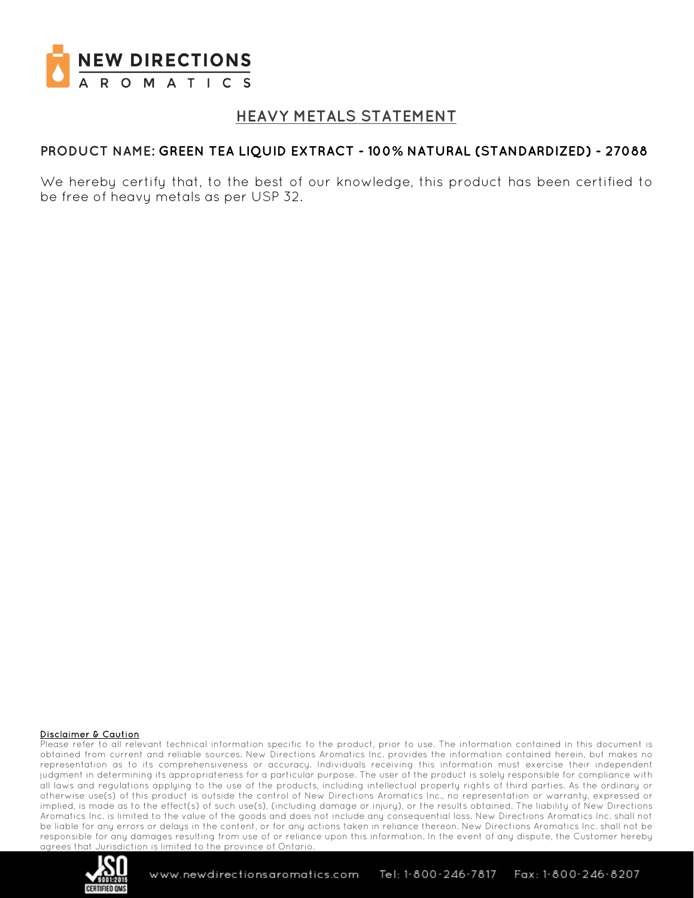## HEAVY METALS STATEMENT

**PRODUCT NAME: GREEN TEA LIQUID EXTRACT - 100% NATURAL (STANDARDIZED) - 27088**

We hereby certify that, to the best of our knowledge, this product has been certified to be free of heavy metals as per USP 32.

**Disclaimer & Caution**

Please refer to all relevant technical information specific to the product, prior to use. The information contained in this document is obtained from current and reliable sources. New Directions Aromatics Inc. provides the information contained herein, but makes no representation as to its comprehensiveness or accuracy. Individuals receiving this information must exercise their independent judgment in determining its appropriateness for a particular purpose. The user of the product is solely responsible for compliance with all laws and regulations applying to the use of the products, including intellectual property rights of third parties. As the ordinary or otherwise use(s) of this product is outside the control of New Directions Aromatics Inc., no representation or warranty, expressed or implied, is made as to the effect(s) of such use(s), (including damage or injury), or the results obtained. The liability of New Directions Aromatics Inc. is limited to the value of the goods and does not include any consequential loss. New Directions Aromatics Inc. shall not be liable for any errors or delays in the content, or for any actions taken in reliance thereon. New Directions Aromatics Inc. shall not be responsible for any damages resulting from use of or reliance upon this information. In the event of any dispute, the Customer hereby agrees that Jurisdiction is limited to the province of Ontario.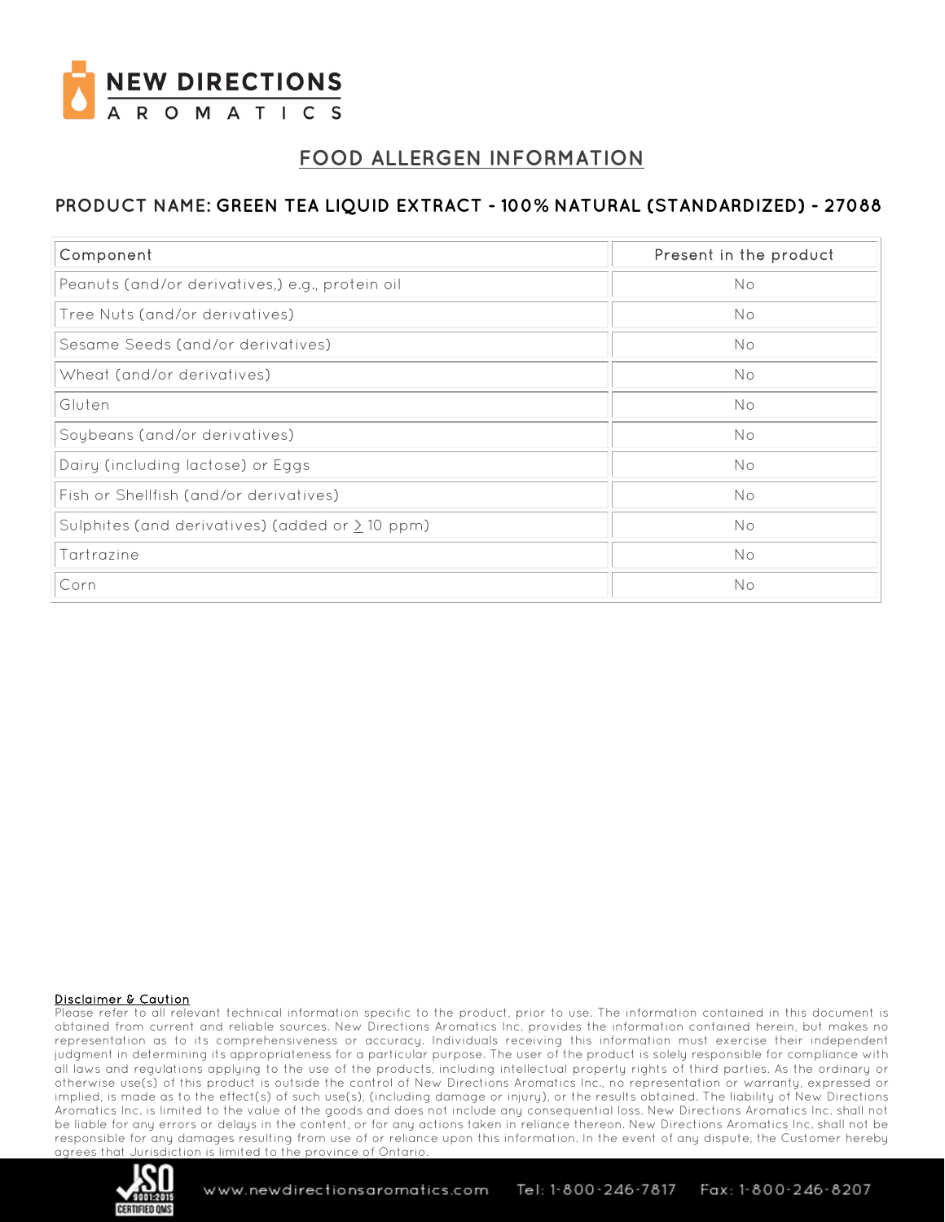# FOOD ALLERGEN INFORMATION

## PRODUCT NAME: GREEN TEA LIQUID EXTRACT - 100% NATURAL (STANDARDIZED) - 27088

| Component | Present in the product |
| --- | --- |
| Peanuts (and/or derivatives,) e.g., protein oil | No |
| Tree Nuts (and/or derivatives) | No |
| Sesame Seeds (and/or derivatives) | No |
| Wheat (and/or derivatives) | No |
| Gluten | No |
| Soybeans (and/or derivatives) | No |
| Dairy (including lactose) or Eggs | No |
| Fish or Shellfish (and/or derivatives) | No |
| Sulphites (and derivatives) (added or ≥ 10 ppm) | No |
| Tartrazine | No |
| Corn | No |

**Disclaimer & Caution**

Please refer to all relevant technical information specific to the product, prior to use. The information contained in this document is obtained from current and reliable sources. New Directions Aromatics Inc. provides the information contained herein, but makes no representation as to its comprehensiveness or accuracy. Individuals receiving this information must exercise their independent judgment in determining its appropriateness for a particular purpose. The user of the product is solely responsible for compliance with all laws and regulations applying to the use of the products, including intellectual property rights of third parties. As the ordinary or otherwise use(s) of this product is outside the control of New Directions Aromatics Inc., no representation or warranty, expressed or implied, is made as to the effect(s) of such use(s), (including damage or injury), or the results obtained. The liability of New Directions Aromatics Inc. is limited to the value of the goods and does not include any consequential loss. New Directions Aromatics Inc. shall not be liable for any errors or delays in the content, or for any actions taken in reliance thereon. New Directions Aromatics Inc. shall not be responsible for any damages resulting from use of or reliance upon this information. In the event of any dispute, the Customer hereby agrees that Jurisdiction is limited to the province of Ontario.

www.newdirectionsaromatics.com Tel: 1-800-246-7817 Fax: 1-800-246-8207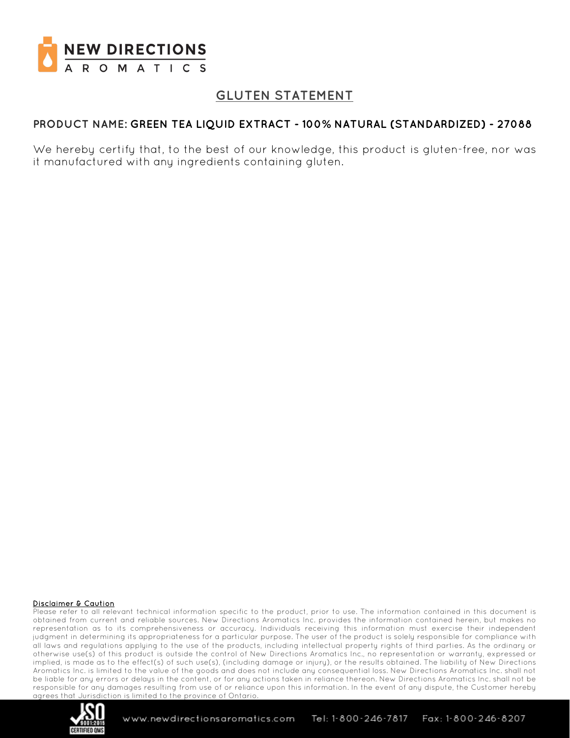# GLUTEN STATEMENT

**PRODUCT NAME: GREEN TEA LIQUID EXTRACT - 100% NATURAL (STANDARDIZED) - 27088**

We hereby certify that, to the best of our knowledge, this product is gluten-free, nor was it manufactured with any ingredients containing gluten.

**Disclaimer & Caution**

Please refer to all relevant technical information specific to the product, prior to use. The information contained in this document is obtained from current and reliable sources. New Directions Aromatics Inc. provides the information contained herein, but makes no representation as to its comprehensiveness or accuracy. Individuals receiving this information must exercise their independent judgment in determining its appropriateness for a particular purpose. The user of the product is solely responsible for compliance with all laws and regulations applying to the use of the products, including intellectual property rights of third parties. As the ordinary or otherwise use(s) of this product is outside the control of New Directions Aromatics Inc., no representation or warranty, expressed or implied, is made as to the effect(s) of such use(s), (including damage or injury), or the results obtained. The liability of New Directions Aromatics Inc. is limited to the value of the goods and does not include any consequential loss. New Directions Aromatics Inc. shall not be liable for any errors or delays in the content, or for any actions taken in reliance thereon. New Directions Aromatics Inc. shall not be responsible for any damages resulting from use of or reliance upon this information. In the event of any dispute, the Customer hereby agrees that Jurisdiction is limited to the province of Ontario.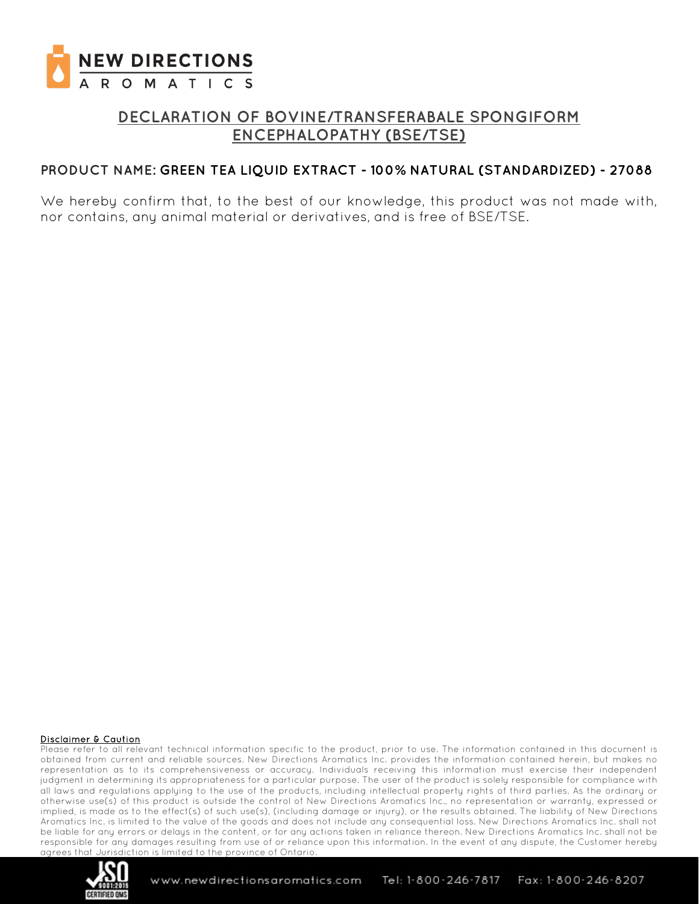# NEW DIRECTIONS AROMATICS

## DECLARATION OF BOVINE/TRANSFERABALE SPONGIFORM ENCEPHALOPATHY (BSE/TSE)

**PRODUCT NAME: GREEN TEA LIQUID EXTRACT - 100% NATURAL (STANDARDIZED) - 27088**

We hereby confirm that, to the best of our knowledge, this product was not made with, nor contains, any animal material or derivatives, and is free of BSE/TSE.

**Disclaimer & Caution**

Please refer to all relevant technical information specific to the product, prior to use. The information contained in this document is obtained from current and reliable sources. New Directions Aromatics Inc. provides the information contained herein, but makes no representation as to its comprehensiveness or accuracy. Individuals receiving this information must exercise their independent judgment in determining its appropriateness for a particular purpose. The user of the product is solely responsible for compliance with all laws and regulations applying to the use of the products, including intellectual property rights of third parties. As the ordinary or otherwise use(s) of this product is outside the control of New Directions Aromatics Inc., no representation or warranty, expressed or implied, is made as to the effect(s) of such use(s), (including damage or injury), or the results obtained. The liability of New Directions Aromatics Inc. is limited to the value of the goods and does not include any consequential loss. New Directions Aromatics Inc. shall not be liable for any errors or delays in the content, or for any actions taken in reliance thereon. New Directions Aromatics Inc. shall not be responsible for any damages resulting from use of or reliance upon this information. In the event of any dispute, the Customer hereby agrees that Jurisdiction is limited to the province of Ontario.

www.newdirectionsaromatics.com Tel: 1-800-246-7817 Fax: 1-800-246-8207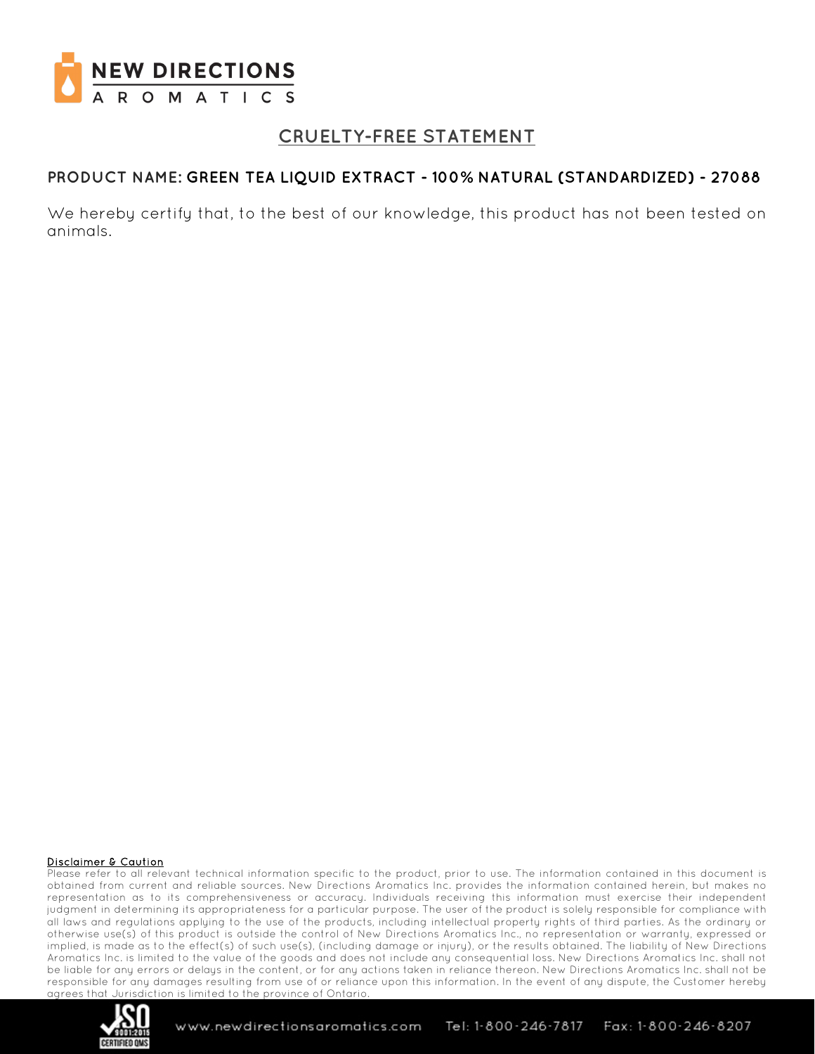# CRUELTY-FREE STATEMENT

**PRODUCT NAME: GREEN TEA LIQUID EXTRACT - 100% NATURAL (STANDARDIZED) - 27088**

We hereby certify that, to the best of our knowledge, this product has not been tested on animals.

**Disclaimer & Caution**

Please refer to all relevant technical information specific to the product, prior to use. The information contained in this document is obtained from current and reliable sources. New Directions Aromatics Inc. provides the information contained herein, but makes no representation as to its comprehensiveness or accuracy. Individuals receiving this information must exercise their independent judgment in determining its appropriateness for a particular purpose. The user of the product is solely responsible for compliance with all laws and regulations applying to the use of the products, including intellectual property rights of third parties. As the ordinary or otherwise use(s) of this product is outside the control of New Directions Aromatics Inc., no representation or warranty, expressed or implied, is made as to the effect(s) of such use(s), (including damage or injury), or the results obtained. The liability of New Directions Aromatics Inc. is limited to the value of the goods and does not include any consequential loss. New Directions Aromatics Inc. shall not be liable for any errors or delays in the content, or for any actions taken in reliance thereon. New Directions Aromatics Inc. shall not be responsible for any damages resulting from use of or reliance upon this information. In the event of any dispute, the Customer hereby agrees that Jurisdiction is limited to the province of Ontario.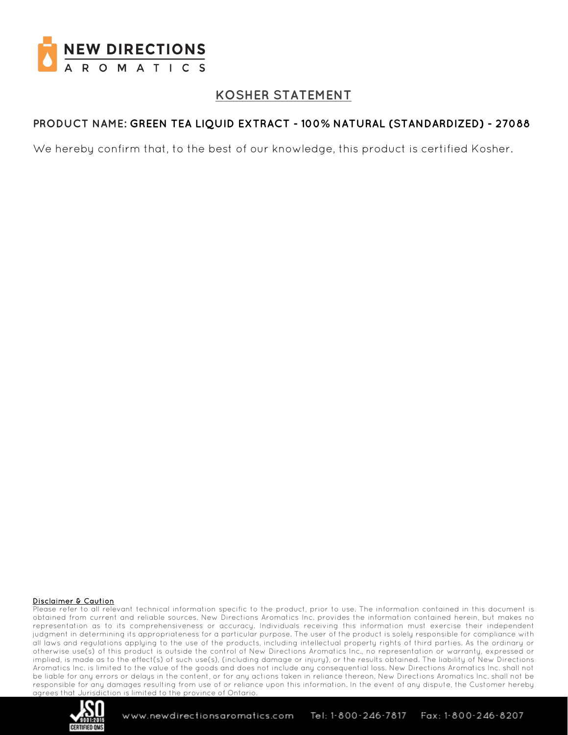NEW DIRECTIONS
AROMATICS

# KOSHER STATEMENT

**PRODUCT NAME: GREEN TEA LIQUID EXTRACT - 100% NATURAL (STANDARDIZED) - 27088**

We hereby confirm that, to the best of our knowledge, this product is certified Kosher.

**Disclaimer & Caution**

Please refer to all relevant technical information specific to the product, prior to use. The information contained in this document is obtained from current and reliable sources. New Directions Aromatics Inc. provides the information contained herein, but makes no representation as to its comprehensiveness or accuracy. Individuals receiving this information must exercise their independent judgment in determining its appropriateness for a particular purpose. The user of the product is solely responsible for compliance with all laws and regulations applying to the use of the products, including intellectual property rights of third parties. As the ordinary or otherwise use(s) of this product is outside the control of New Directions Aromatics Inc., no representation or warranty, expressed or implied, is made as to the effect(s) of such use(s), (including damage or injury), or the results obtained. The liability of New Directions Aromatics Inc. is limited to the value of the goods and does not include any consequential loss. New Directions Aromatics Inc. shall not be liable for any errors or delays in the content, or for any actions taken in reliance thereon. New Directions Aromatics Inc. shall not be responsible for any damages resulting from use of or reliance upon this information. In the event of any dispute, the Customer hereby agrees that Jurisdiction is limited to the province of Ontario.

ISO 9001:2015 CERTIFIED QMS

www.newdirectionsaromatics.com Tel: 1-800-246-7817 Fax: 1-800-246-8207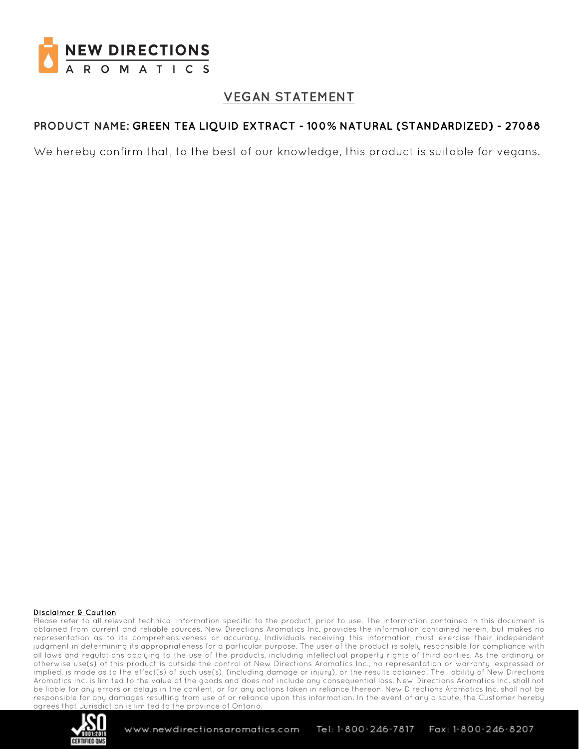NEW DIRECTIONS AROMATICS

## VEGAN STATEMENT

**PRODUCT NAME: GREEN TEA LIQUID EXTRACT - 100% NATURAL (STANDARDIZED) - 27088**

We hereby confirm that, to the best of our knowledge, this product is suitable for vegans.

**Disclaimer & Caution**

Please refer to all relevant technical information specific to the product, prior to use. The information contained in this document is obtained from current and reliable sources. New Directions Aromatics Inc. provides the information contained herein, but makes no representation as to its comprehensiveness or accuracy. Individuals receiving this information must exercise their independent judgment in determining its appropriateness for a particular purpose. The user of the product is solely responsible for compliance with all laws and regulations applying to the use of the products, including intellectual property rights of third parties. As the ordinary or otherwise use(s) of this product is outside the control of New Directions Aromatics Inc., no representation or warranty, expressed or implied, is made as to the effect(s) of such use(s), (including damage or injury), or the results obtained. The liability of New Directions Aromatics Inc. is limited to the value of the goods and does not include any consequential loss. New Directions Aromatics Inc. shall not be liable for any errors or delays in the content, or for any actions taken in reliance thereon. New Directions Aromatics Inc. shall not be responsible for any damages resulting from use of or reliance upon this information. In the event of any dispute, the Customer hereby agrees that Jurisdiction is limited to the province of Ontario.

www.newdirectionsaromatics.com Tel: 1-800-246-7817 Fax: 1-800-246-8207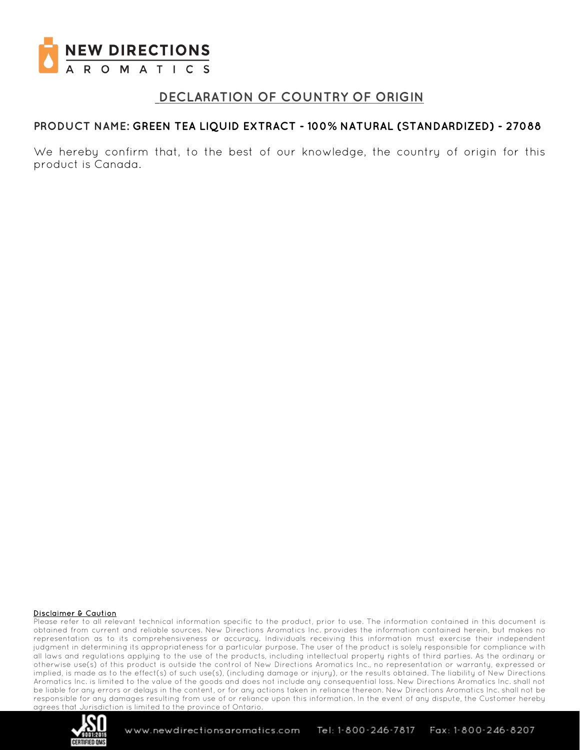# DECLARATION OF COUNTRY OF ORIGIN

**PRODUCT NAME: GREEN TEA LIQUID EXTRACT - 100% NATURAL (STANDARDIZED) - 27088**

We hereby confirm that, to the best of our knowledge, the country of origin for this product is Canada.

**Disclaimer & Caution**

Please refer to all relevant technical information specific to the product, prior to use. The information contained in this document is obtained from current and reliable sources. New Directions Aromatics Inc. provides the information contained herein, but makes no representation as to its comprehensiveness or accuracy. Individuals receiving this information must exercise their independent judgment in determining its appropriateness for a particular purpose. The user of the product is solely responsible for compliance with all laws and regulations applying to the use of the products, including intellectual property rights of third parties. As the ordinary or otherwise use(s) of this product is outside the control of New Directions Aromatics Inc., no representation or warranty, expressed or implied, is made as to the effect(s) of such use(s), (including damage or injury), or the results obtained. The liability of New Directions Aromatics Inc. is limited to the value of the goods and does not include any consequential loss. New Directions Aromatics Inc. shall not be liable for any errors or delays in the content, or for any actions taken in reliance thereon. New Directions Aromatics Inc. shall not be responsible for any damages resulting from use of or reliance upon this information. In the event of any dispute, the Customer hereby agrees that Jurisdiction is limited to the province of Ontario.